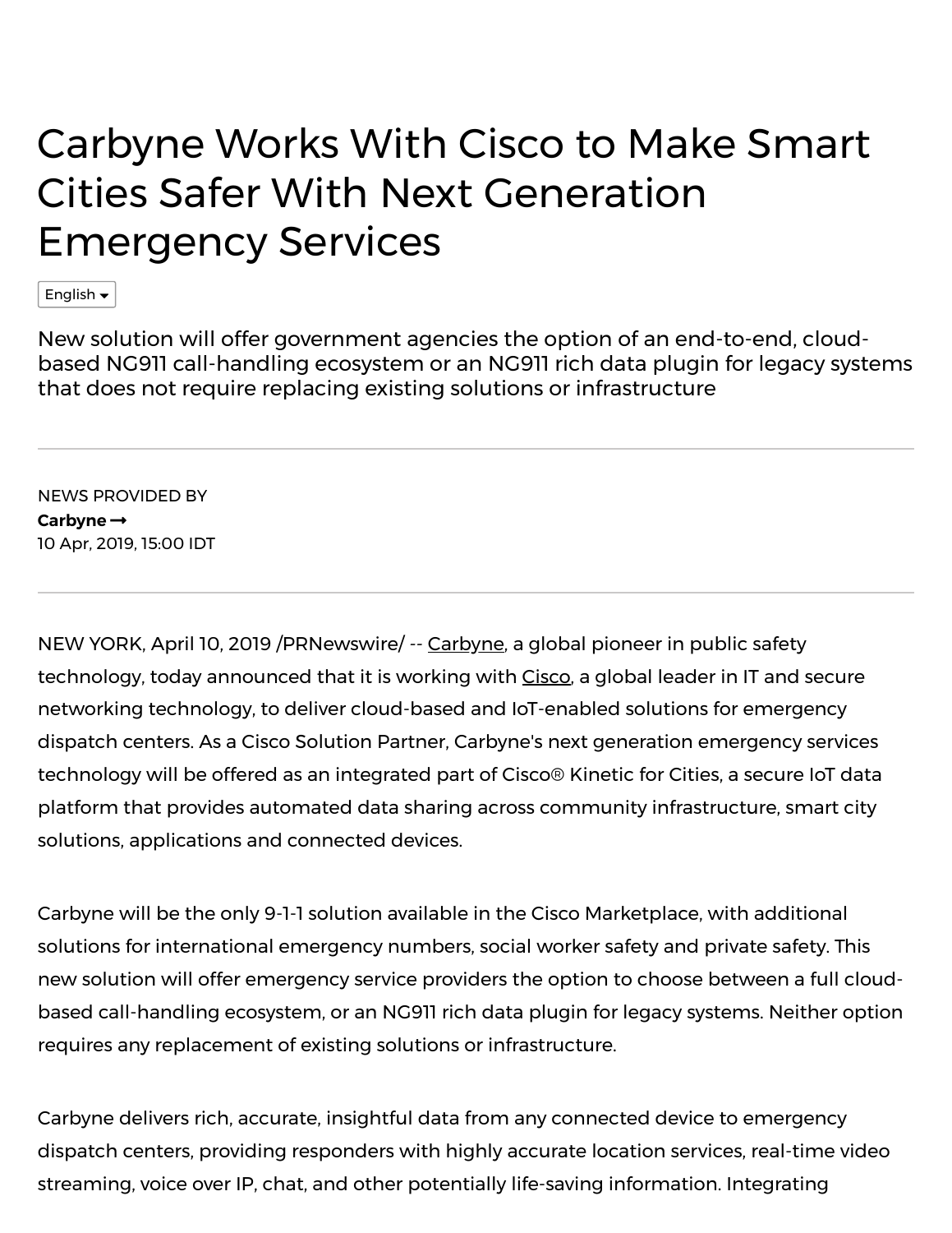# Carbyne Works With Cisco to Make Smart Cities Safer With Next Generation Emergency Services

English ▾

New solution will offer government agencies the option of an end-to-end, cloud-based NG911 call-handling ecosystem or an NG911 rich data plugin for legacy systems that does not require replacing existing solutions or infrastructure

---

NEWS PROVIDED BY

**Carbyne ➞**

10 Apr, 2019, 15:00 IDT

---

NEW YORK, April 10, 2019 /PRNewswire/ -- Carbyne, a global pioneer in public safety technology, today announced that it is working with Cisco, a global leader in IT and secure networking technology, to deliver cloud-based and IoT-enabled solutions for emergency dispatch centers. As a Cisco Solution Partner, Carbyne's next generation emergency services technology will be offered as an integrated part of Cisco® Kinetic for Cities, a secure IoT data platform that provides automated data sharing across community infrastructure, smart city solutions, applications and connected devices.

Carbyne will be the only 9-1-1 solution available in the Cisco Marketplace, with additional solutions for international emergency numbers, social worker safety and private safety. This new solution will offer emergency service providers the option to choose between a full cloud-based call-handling ecosystem, or an NG911 rich data plugin for legacy systems. Neither option requires any replacement of existing solutions or infrastructure.

Carbyne delivers rich, accurate, insightful data from any connected device to emergency dispatch centers, providing responders with highly accurate location services, real-time video streaming, voice over IP, chat, and other potentially life-saving information. Integrating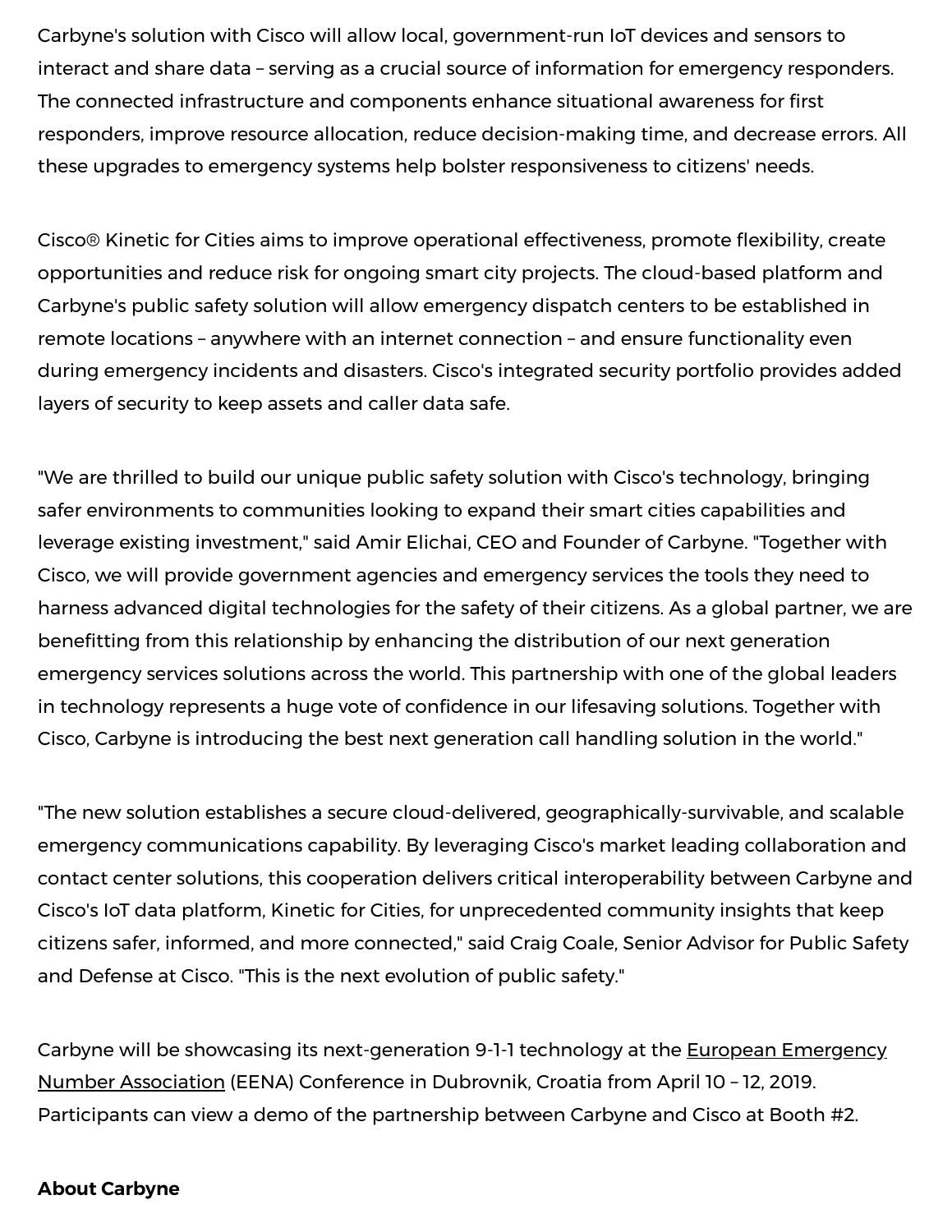Carbyne's solution with Cisco will allow local, government-run IoT devices and sensors to interact and share data – serving as a crucial source of information for emergency responders. The connected infrastructure and components enhance situational awareness for first responders, improve resource allocation, reduce decision-making time, and decrease errors. All these upgrades to emergency systems help bolster responsiveness to citizens' needs.

Cisco® Kinetic for Cities aims to improve operational effectiveness, promote flexibility, create opportunities and reduce risk for ongoing smart city projects. The cloud-based platform and Carbyne's public safety solution will allow emergency dispatch centers to be established in remote locations – anywhere with an internet connection – and ensure functionality even during emergency incidents and disasters. Cisco's integrated security portfolio provides added layers of security to keep assets and caller data safe.

"We are thrilled to build our unique public safety solution with Cisco's technology, bringing safer environments to communities looking to expand their smart cities capabilities and leverage existing investment," said Amir Elichai, CEO and Founder of Carbyne. "Together with Cisco, we will provide government agencies and emergency services the tools they need to harness advanced digital technologies for the safety of their citizens. As a global partner, we are benefitting from this relationship by enhancing the distribution of our next generation emergency services solutions across the world. This partnership with one of the global leaders in technology represents a huge vote of confidence in our lifesaving solutions. Together with Cisco, Carbyne is introducing the best next generation call handling solution in the world."

"The new solution establishes a secure cloud-delivered, geographically-survivable, and scalable emergency communications capability. By leveraging Cisco's market leading collaboration and contact center solutions, this cooperation delivers critical interoperability between Carbyne and Cisco's IoT data platform, Kinetic for Cities, for unprecedented community insights that keep citizens safer, informed, and more connected," said Craig Coale, Senior Advisor for Public Safety and Defense at Cisco. "This is the next evolution of public safety."

Carbyne will be showcasing its next-generation 9-1-1 technology at the European Emergency Number Association (EENA) Conference in Dubrovnik, Croatia from April 10 – 12, 2019. Participants can view a demo of the partnership between Carbyne and Cisco at Booth #2.

**About Carbyne**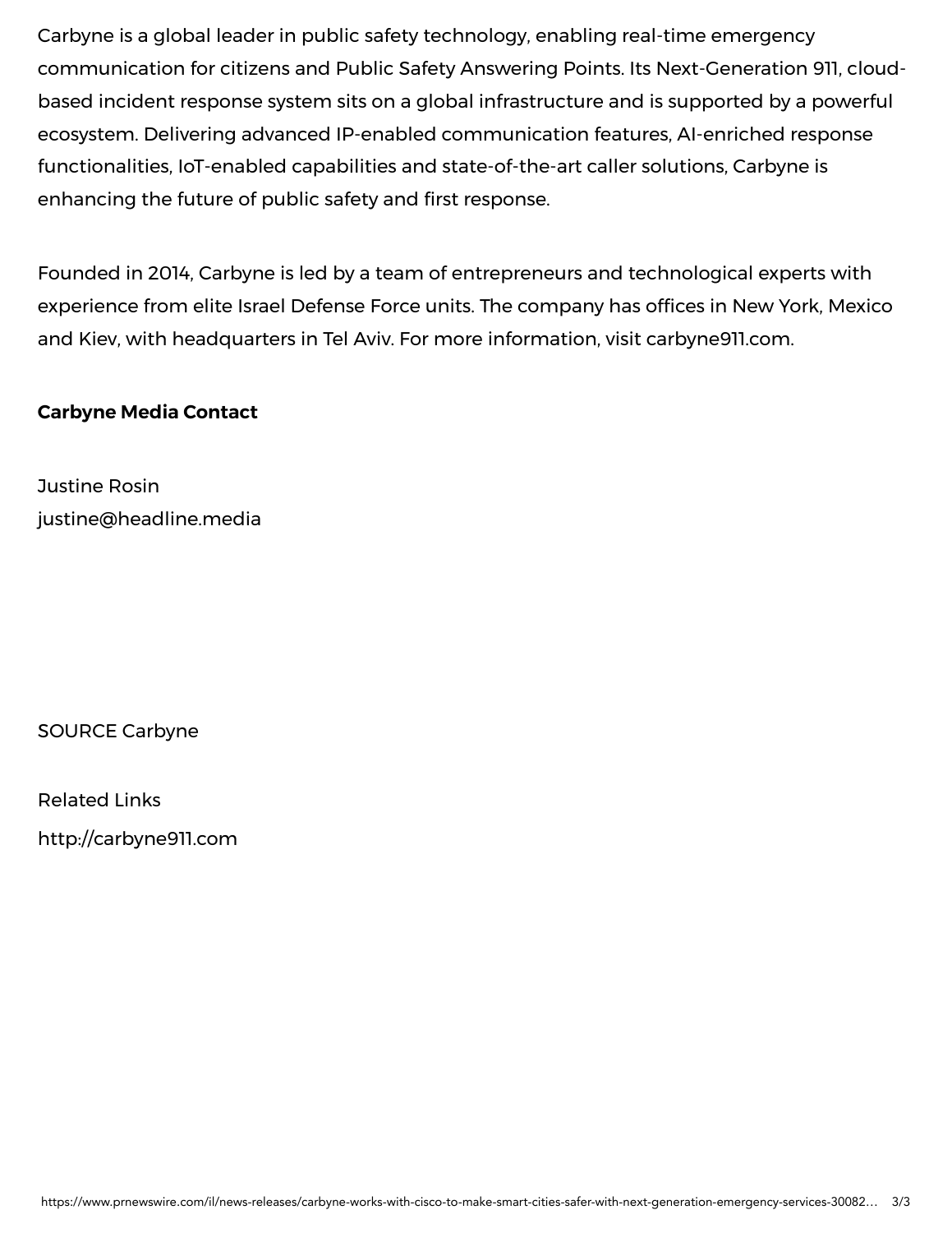Carbyne is a global leader in public safety technology, enabling real-time emergency communication for citizens and Public Safety Answering Points. Its Next-Generation 911, cloud-based incident response system sits on a global infrastructure and is supported by a powerful ecosystem. Delivering advanced IP-enabled communication features, AI-enriched response functionalities, IoT-enabled capabilities and state-of-the-art caller solutions, Carbyne is enhancing the future of public safety and first response.

Founded in 2014, Carbyne is led by a team of entrepreneurs and technological experts with experience from elite Israel Defense Force units. The company has offices in New York, Mexico and Kiev, with headquarters in Tel Aviv. For more information, visit carbyne911.com.

**Carbyne Media Contact**

Justine Rosin
justine@headline.media

SOURCE Carbyne

Related Links

http://carbyne911.com